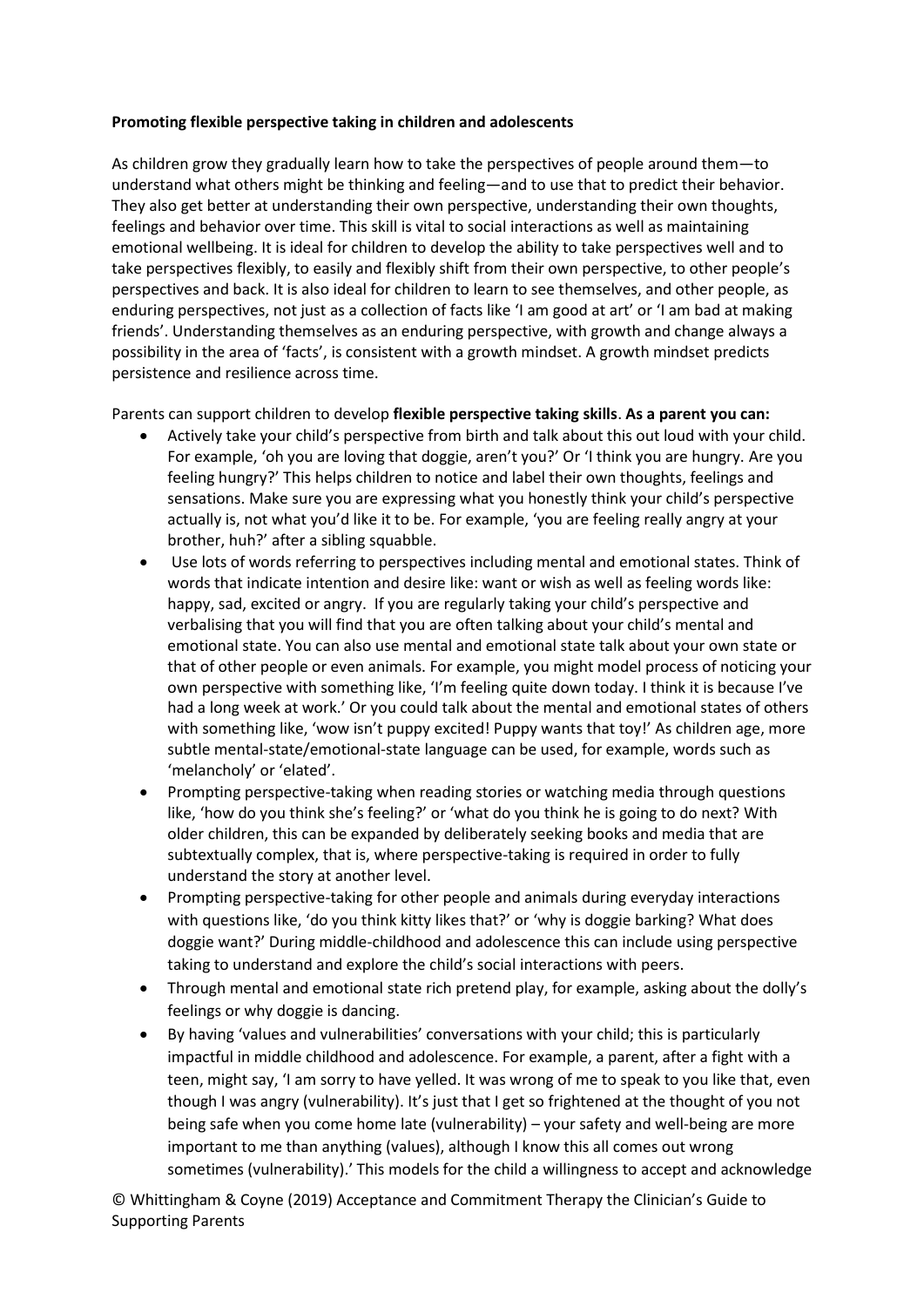**Promoting flexible perspective taking in children and adolescents**

As children grow they gradually learn how to take the perspectives of people around them—to understand what others might be thinking and feeling—and to use that to predict their behavior. They also get better at understanding their own perspective, understanding their own thoughts, feelings and behavior over time. This skill is vital to social interactions as well as maintaining emotional wellbeing. It is ideal for children to develop the ability to take perspectives well and to take perspectives flexibly, to easily and flexibly shift from their own perspective, to other people's perspectives and back. It is also ideal for children to learn to see themselves, and other people, as enduring perspectives, not just as a collection of facts like 'I am good at art' or 'I am bad at making friends'. Understanding themselves as an enduring perspective, with growth and change always a possibility in the area of 'facts', is consistent with a growth mindset. A growth mindset predicts persistence and resilience across time.

Parents can support children to develop **flexible perspective taking skills**. **As a parent you can:**

- Actively take your child's perspective from birth and talk about this out loud with your child. For example, 'oh you are loving that doggie, aren't you?' Or 'I think you are hungry. Are you feeling hungry?' This helps children to notice and label their own thoughts, feelings and sensations. Make sure you are expressing what you honestly think your child's perspective actually is, not what you'd like it to be. For example, 'you are feeling really angry at your brother, huh?' after a sibling squabble.
- Use lots of words referring to perspectives including mental and emotional states. Think of words that indicate intention and desire like: want or wish as well as feeling words like: happy, sad, excited or angry. If you are regularly taking your child's perspective and verbalising that you will find that you are often talking about your child's mental and emotional state. You can also use mental and emotional state talk about your own state or that of other people or even animals. For example, you might model process of noticing your own perspective with something like, 'I'm feeling quite down today. I think it is because I've had a long week at work.' Or you could talk about the mental and emotional states of others with something like, 'wow isn't puppy excited! Puppy wants that toy!' As children age, more subtle mental-state/emotional-state language can be used, for example, words such as 'melancholy' or 'elated'.
- Prompting perspective-taking when reading stories or watching media through questions like, 'how do you think she's feeling?' or 'what do you think he is going to do next? With older children, this can be expanded by deliberately seeking books and media that are subtextually complex, that is, where perspective-taking is required in order to fully understand the story at another level.
- Prompting perspective-taking for other people and animals during everyday interactions with questions like, 'do you think kitty likes that?' or 'why is doggie barking? What does doggie want?' During middle-childhood and adolescence this can include using perspective taking to understand and explore the child's social interactions with peers.
- Through mental and emotional state rich pretend play, for example, asking about the dolly's feelings or why doggie is dancing.
- By having 'values and vulnerabilities' conversations with your child; this is particularly impactful in middle childhood and adolescence. For example, a parent, after a fight with a teen, might say, 'I am sorry to have yelled. It was wrong of me to speak to you like that, even though I was angry (vulnerability). It's just that I get so frightened at the thought of you not being safe when you come home late (vulnerability) – your safety and well-being are more important to me than anything (values), although I know this all comes out wrong sometimes (vulnerability).' This models for the child a willingness to accept and acknowledge

© Whittingham & Coyne (2019) Acceptance and Commitment Therapy the Clinician's Guide to Supporting Parents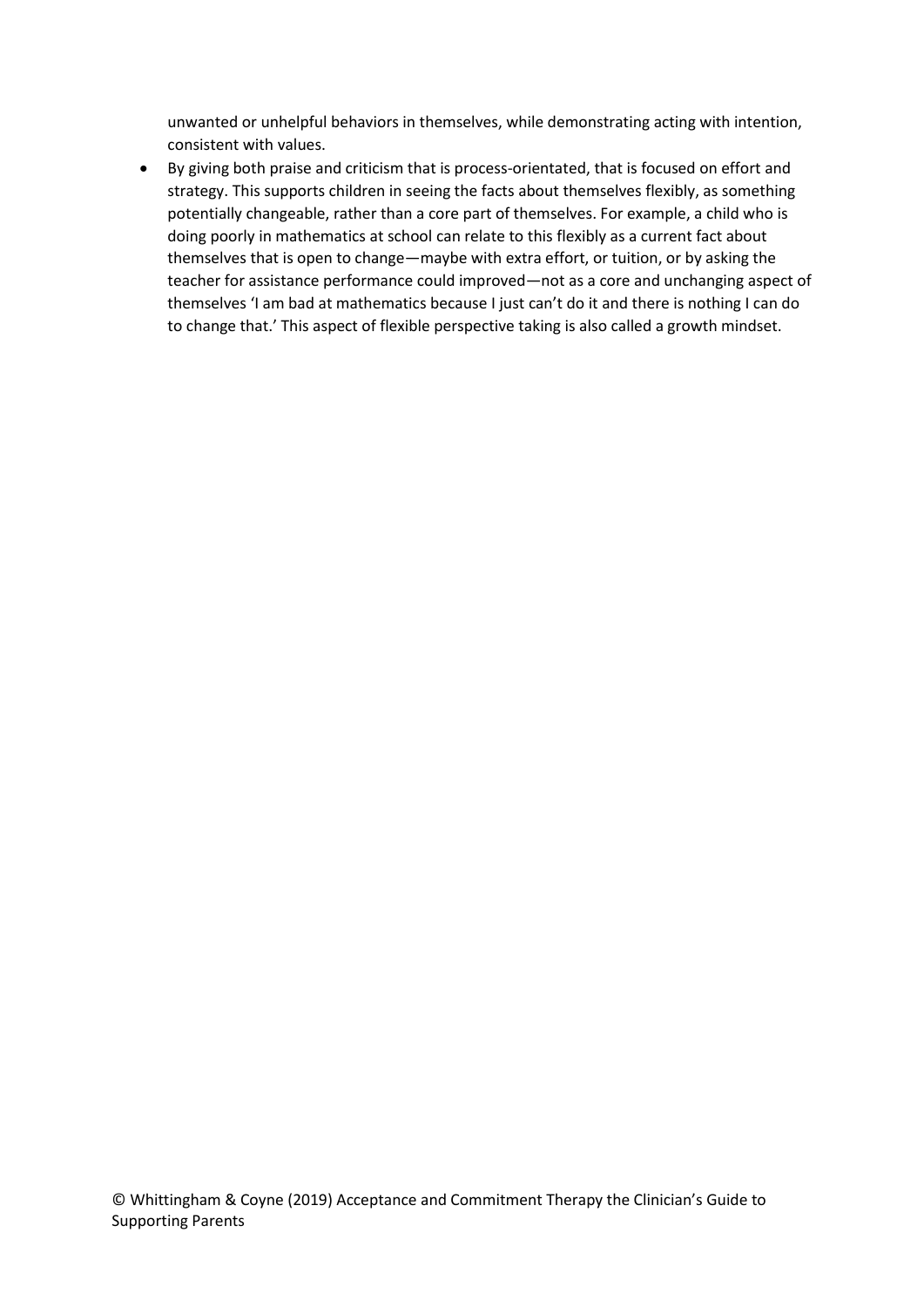unwanted or unhelpful behaviors in themselves, while demonstrating acting with intention, consistent with values.

- By giving both praise and criticism that is process-orientated, that is focused on effort and strategy. This supports children in seeing the facts about themselves flexibly, as something potentially changeable, rather than a core part of themselves. For example, a child who is doing poorly in mathematics at school can relate to this flexibly as a current fact about themselves that is open to change—maybe with extra effort, or tuition, or by asking the teacher for assistance performance could improved—not as a core and unchanging aspect of themselves 'I am bad at mathematics because I just can't do it and there is nothing I can do to change that.' This aspect of flexible perspective taking is also called a growth mindset.

© Whittingham & Coyne (2019) Acceptance and Commitment Therapy the Clinician's Guide to Supporting Parents